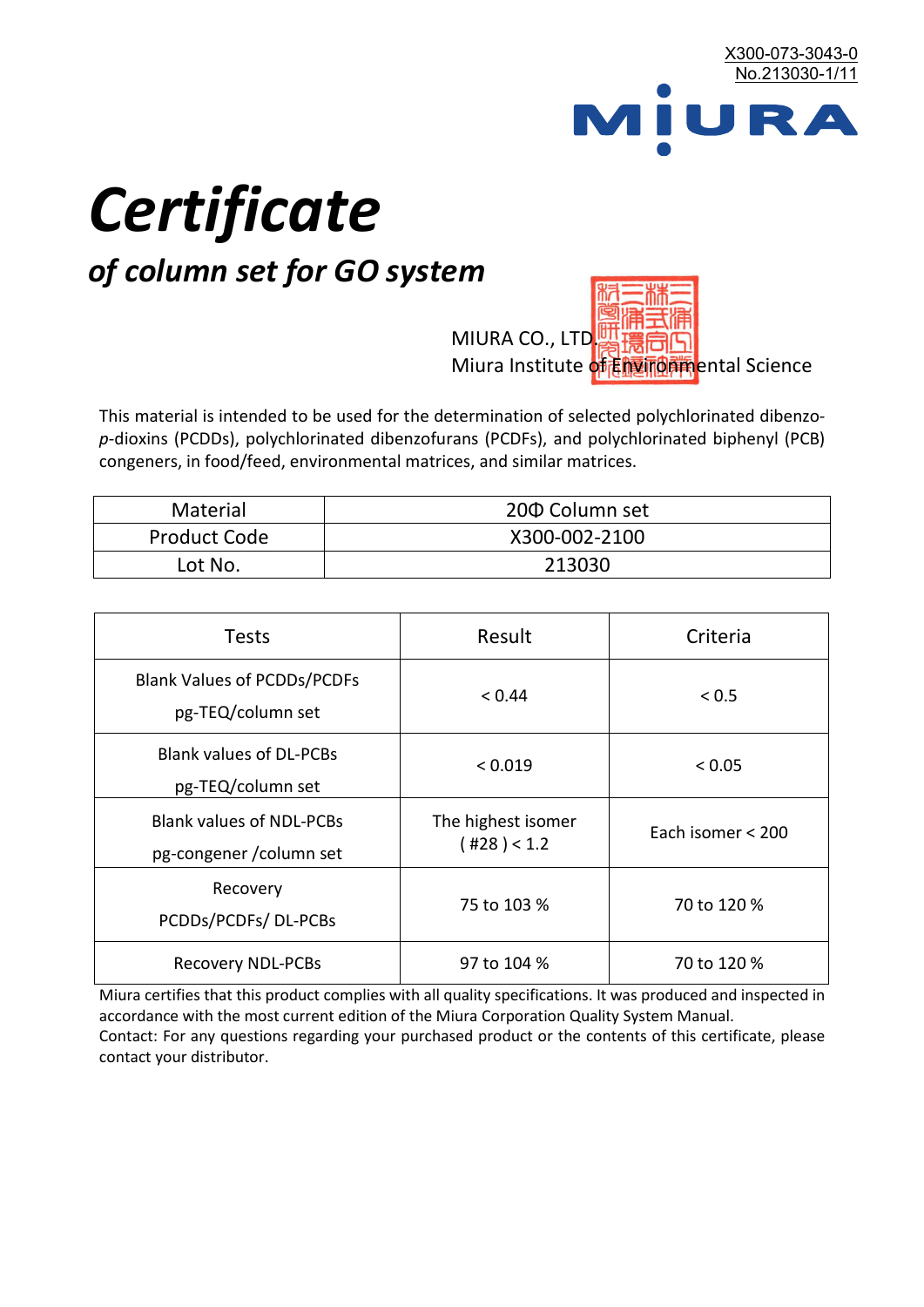X300-073-3043-0
No.213030-1/11

MIURA

# *Certificate*

## *of column set for GO system*

MIURA CO., LTD.
Miura Institute of Environmental Science

This material is intended to be used for the determination of selected polychlorinated dibenzo-*p*-dioxins (PCDDs), polychlorinated dibenzofurans (PCDFs), and polychlorinated biphenyl (PCB) congeners, in food/feed, environmental matrices, and similar matrices.

| Material | 20Φ Column set |
|---|---|
| Product Code | X300-002-2100 |
| Lot No. | 213030 |

| Tests | Result | Criteria |
|---|---|---|
| Blank Values of PCDDs/PCDFs pg-TEQ/column set | < 0.44 | < 0.5 |
| Blank values of DL-PCBs pg-TEQ/column set | < 0.019 | < 0.05 |
| Blank values of NDL-PCBs pg-congener /column set | The highest isomer ( #28 ) < 1.2 | Each isomer < 200 |
| Recovery PCDDs/PCDFs/ DL-PCBs | 75 to 103 % | 70 to 120 % |
| Recovery NDL-PCBs | 97 to 104 % | 70 to 120 % |

Miura certifies that this product complies with all quality specifications. It was produced and inspected in accordance with the most current edition of the Miura Corporation Quality System Manual.
Contact: For any questions regarding your purchased product or the contents of this certificate, please contact your distributor.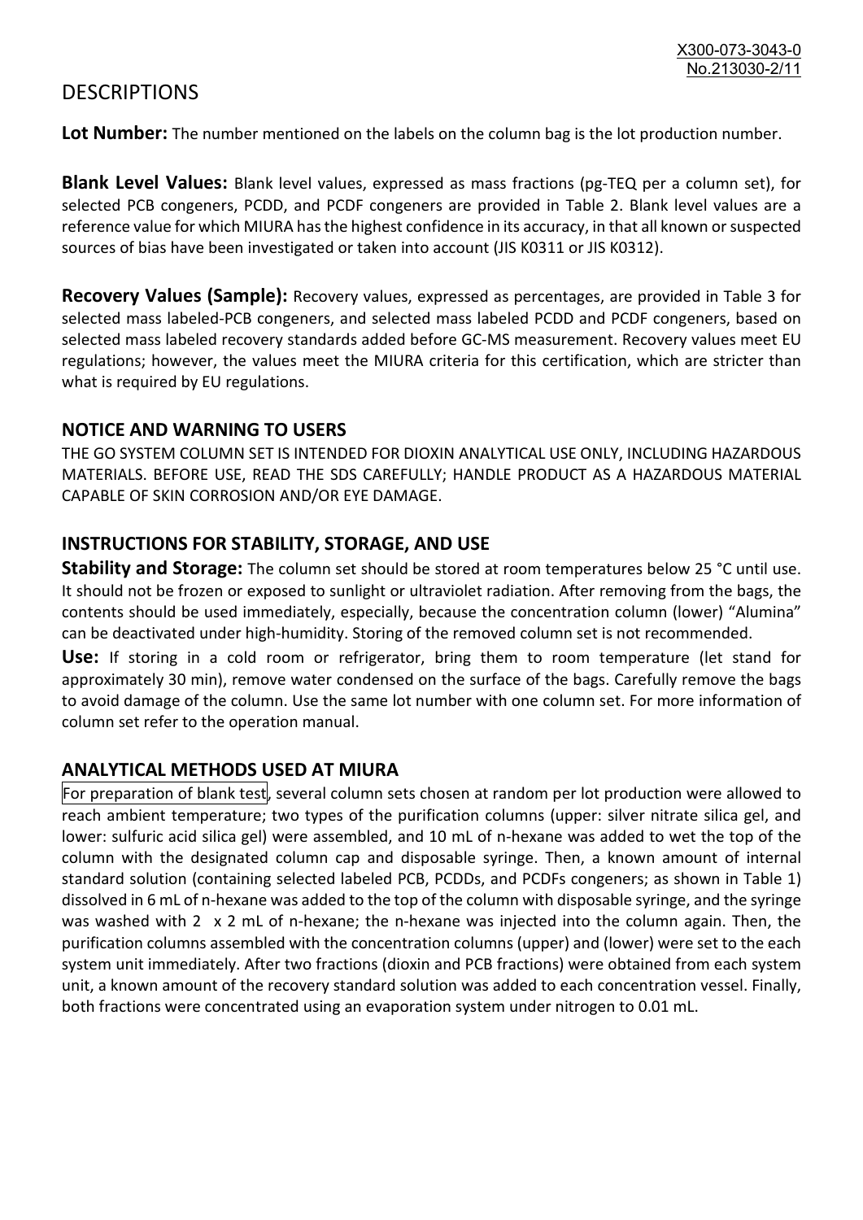# DESCRIPTIONS

**Lot Number:** The number mentioned on the labels on the column bag is the lot production number.

**Blank Level Values:** Blank level values, expressed as mass fractions (pg-TEQ per a column set), for selected PCB congeners, PCDD, and PCDF congeners are provided in Table 2. Blank level values are a reference value for which MIURA has the highest confidence in its accuracy, in that all known or suspected sources of bias have been investigated or taken into account (JIS K0311 or JIS K0312).

**Recovery Values (Sample):** Recovery values, expressed as percentages, are provided in Table 3 for selected mass labeled-PCB congeners, and selected mass labeled PCDD and PCDF congeners, based on selected mass labeled recovery standards added before GC-MS measurement. Recovery values meet EU regulations; however, the values meet the MIURA criteria for this certification, which are stricter than what is required by EU regulations.

## NOTICE AND WARNING TO USERS

THE GO SYSTEM COLUMN SET IS INTENDED FOR DIOXIN ANALYTICAL USE ONLY, INCLUDING HAZARDOUS MATERIALS. BEFORE USE, READ THE SDS CAREFULLY; HANDLE PRODUCT AS A HAZARDOUS MATERIAL CAPABLE OF SKIN CORROSION AND/OR EYE DAMAGE.

## INSTRUCTIONS FOR STABILITY, STORAGE, AND USE

**Stability and Storage:** The column set should be stored at room temperatures below 25 °C until use. It should not be frozen or exposed to sunlight or ultraviolet radiation. After removing from the bags, the contents should be used immediately, especially, because the concentration column (lower) "Alumina" can be deactivated under high-humidity. Storing of the removed column set is not recommended.

**Use:** If storing in a cold room or refrigerator, bring them to room temperature (let stand for approximately 30 min), remove water condensed on the surface of the bags. Carefully remove the bags to avoid damage of the column. Use the same lot number with one column set. For more information of column set refer to the operation manual.

## ANALYTICAL METHODS USED AT MIURA

For preparation of blank test, several column sets chosen at random per lot production were allowed to reach ambient temperature; two types of the purification columns (upper: silver nitrate silica gel, and lower: sulfuric acid silica gel) were assembled, and 10 mL of n-hexane was added to wet the top of the column with the designated column cap and disposable syringe. Then, a known amount of internal standard solution (containing selected labeled PCB, PCDDs, and PCDFs congeners; as shown in Table 1) dissolved in 6 mL of n-hexane was added to the top of the column with disposable syringe, and the syringe was washed with 2 x 2 mL of n-hexane; the n-hexane was injected into the column again. Then, the purification columns assembled with the concentration columns (upper) and (lower) were set to the each system unit immediately. After two fractions (dioxin and PCB fractions) were obtained from each system unit, a known amount of the recovery standard solution was added to each concentration vessel. Finally, both fractions were concentrated using an evaporation system under nitrogen to 0.01 mL.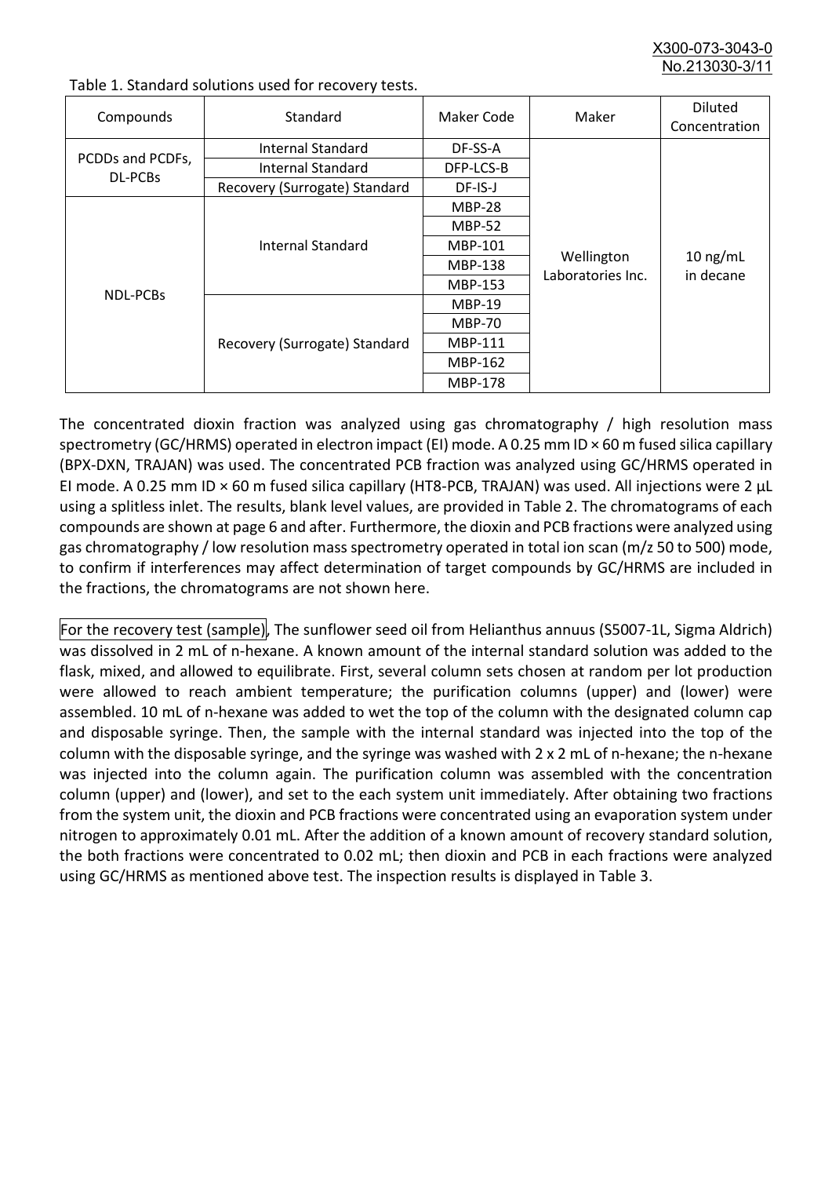Table 1. Standard solutions used for recovery tests.

| Compounds | Standard | Maker Code | Maker | Diluted Concentration |
|---|---|---|---|---|
| PCDDs and PCDFs, DL-PCBs | Internal Standard | DF-SS-A | Wellington Laboratories Inc. | 10 ng/mL in decane |
| | Internal Standard | DFP-LCS-B | | |
| | Recovery (Surrogate) Standard | DF-IS-J | | |
| NDL-PCBs | Internal Standard | MBP-28 | | |
| | | MBP-52 | | |
| | | MBP-101 | | |
| | | MBP-138 | | |
| | | MBP-153 | | |
| | Recovery (Surrogate) Standard | MBP-19 | | |
| | | MBP-70 | | |
| | | MBP-111 | | |
| | | MBP-162 | | |
| | | MBP-178 | | |

The concentrated dioxin fraction was analyzed using gas chromatography / high resolution mass spectrometry (GC/HRMS) operated in electron impact (EI) mode. A 0.25 mm ID × 60 m fused silica capillary (BPX-DXN, TRAJAN) was used. The concentrated PCB fraction was analyzed using GC/HRMS operated in EI mode. A 0.25 mm ID × 60 m fused silica capillary (HT8-PCB, TRAJAN) was used. All injections were 2 µL using a splitless inlet. The results, blank level values, are provided in Table 2. The chromatograms of each compounds are shown at page 6 and after. Furthermore, the dioxin and PCB fractions were analyzed using gas chromatography / low resolution mass spectrometry operated in total ion scan (m/z 50 to 500) mode, to confirm if interferences may affect determination of target compounds by GC/HRMS are included in the fractions, the chromatograms are not shown here.

For the recovery test (sample), The sunflower seed oil from Helianthus annuus (S5007-1L, Sigma Aldrich) was dissolved in 2 mL of n-hexane. A known amount of the internal standard solution was added to the flask, mixed, and allowed to equilibrate. First, several column sets chosen at random per lot production were allowed to reach ambient temperature; the purification columns (upper) and (lower) were assembled. 10 mL of n-hexane was added to wet the top of the column with the designated column cap and disposable syringe. Then, the sample with the internal standard was injected into the top of the column with the disposable syringe, and the syringe was washed with 2 x 2 mL of n-hexane; the n-hexane was injected into the column again. The purification column was assembled with the concentration column (upper) and (lower), and set to the each system unit immediately. After obtaining two fractions from the system unit, the dioxin and PCB fractions were concentrated using an evaporation system under nitrogen to approximately 0.01 mL. After the addition of a known amount of recovery standard solution, the both fractions were concentrated to 0.02 mL; then dioxin and PCB in each fractions were analyzed using GC/HRMS as mentioned above test. The inspection results is displayed in Table 3.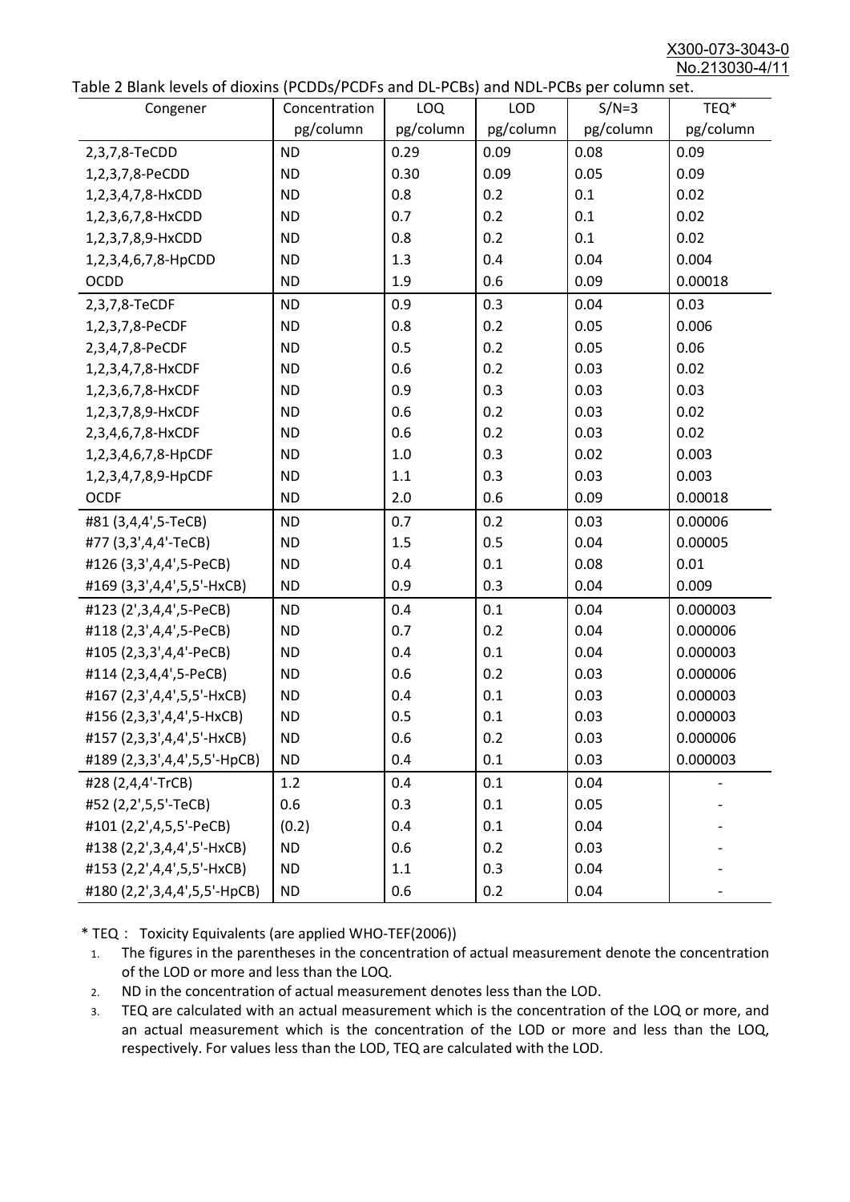Table 2 Blank levels of dioxins (PCDDs/PCDFs and DL-PCBs) and NDL-PCBs per column set.

| Congener | Concentration pg/column | LOQ pg/column | LOD pg/column | S/N=3 pg/column | TEQ* pg/column |
|---|---|---|---|---|---|
| 2,3,7,8-TeCDD | ND | 0.29 | 0.09 | 0.08 | 0.09 |
| 1,2,3,7,8-PeCDD | ND | 0.30 | 0.09 | 0.05 | 0.09 |
| 1,2,3,4,7,8-HxCDD | ND | 0.8 | 0.2 | 0.1 | 0.02 |
| 1,2,3,6,7,8-HxCDD | ND | 0.7 | 0.2 | 0.1 | 0.02 |
| 1,2,3,7,8,9-HxCDD | ND | 0.8 | 0.2 | 0.1 | 0.02 |
| 1,2,3,4,6,7,8-HpCDD | ND | 1.3 | 0.4 | 0.04 | 0.004 |
| OCDD | ND | 1.9 | 0.6 | 0.09 | 0.00018 |
| 2,3,7,8-TeCDF | ND | 0.9 | 0.3 | 0.04 | 0.03 |
| 1,2,3,7,8-PeCDF | ND | 0.8 | 0.2 | 0.05 | 0.006 |
| 2,3,4,7,8-PeCDF | ND | 0.5 | 0.2 | 0.05 | 0.06 |
| 1,2,3,4,7,8-HxCDF | ND | 0.6 | 0.2 | 0.03 | 0.02 |
| 1,2,3,6,7,8-HxCDF | ND | 0.9 | 0.3 | 0.03 | 0.03 |
| 1,2,3,7,8,9-HxCDF | ND | 0.6 | 0.2 | 0.03 | 0.02 |
| 2,3,4,6,7,8-HxCDF | ND | 0.6 | 0.2 | 0.03 | 0.02 |
| 1,2,3,4,6,7,8-HpCDF | ND | 1.0 | 0.3 | 0.02 | 0.003 |
| 1,2,3,4,7,8,9-HpCDF | ND | 1.1 | 0.3 | 0.03 | 0.003 |
| OCDF | ND | 2.0 | 0.6 | 0.09 | 0.00018 |
| #81 (3,4,4',5-TeCB) | ND | 0.7 | 0.2 | 0.03 | 0.00006 |
| #77 (3,3',4,4'-TeCB) | ND | 1.5 | 0.5 | 0.04 | 0.00005 |
| #126 (3,3',4,4',5-PeCB) | ND | 0.4 | 0.1 | 0.08 | 0.01 |
| #169 (3,3',4,4',5,5'-HxCB) | ND | 0.9 | 0.3 | 0.04 | 0.009 |
| #123 (2',3,4,4',5-PeCB) | ND | 0.4 | 0.1 | 0.04 | 0.000003 |
| #118 (2,3',4,4',5-PeCB) | ND | 0.7 | 0.2 | 0.04 | 0.000006 |
| #105 (2,3,3',4,4'-PeCB) | ND | 0.4 | 0.1 | 0.04 | 0.000003 |
| #114 (2,3,4,4',5-PeCB) | ND | 0.6 | 0.2 | 0.03 | 0.000006 |
| #167 (2,3',4,4',5,5'-HxCB) | ND | 0.4 | 0.1 | 0.03 | 0.000003 |
| #156 (2,3,3',4,4',5-HxCB) | ND | 0.5 | 0.1 | 0.03 | 0.000003 |
| #157 (2,3,3',4,4',5'-HxCB) | ND | 0.6 | 0.2 | 0.03 | 0.000006 |
| #189 (2,3,3',4,4',5,5'-HpCB) | ND | 0.4 | 0.1 | 0.03 | 0.000003 |
| #28 (2,4,4'-TrCB) | 1.2 | 0.4 | 0.1 | 0.04 | - |
| #52 (2,2',5,5'-TeCB) | 0.6 | 0.3 | 0.1 | 0.05 | - |
| #101 (2,2',4,5,5'-PeCB) | (0.2) | 0.4 | 0.1 | 0.04 | - |
| #138 (2,2',3,4,4',5'-HxCB) | ND | 0.6 | 0.2 | 0.03 | - |
| #153 (2,2',4,4',5,5'-HxCB) | ND | 1.1 | 0.3 | 0.04 | - |
| #180 (2,2',3,4,4',5,5'-HpCB) | ND | 0.6 | 0.2 | 0.04 | - |

\* TEQ： Toxicity Equivalents (are applied WHO-TEF(2006))

1. The figures in the parentheses in the concentration of actual measurement denote the concentration of the LOD or more and less than the LOQ.
2. ND in the concentration of actual measurement denotes less than the LOD.
3. TEQ are calculated with an actual measurement which is the concentration of the LOQ or more, and an actual measurement which is the concentration of the LOD or more and less than the LOQ, respectively. For values less than the LOD, TEQ are calculated with the LOD.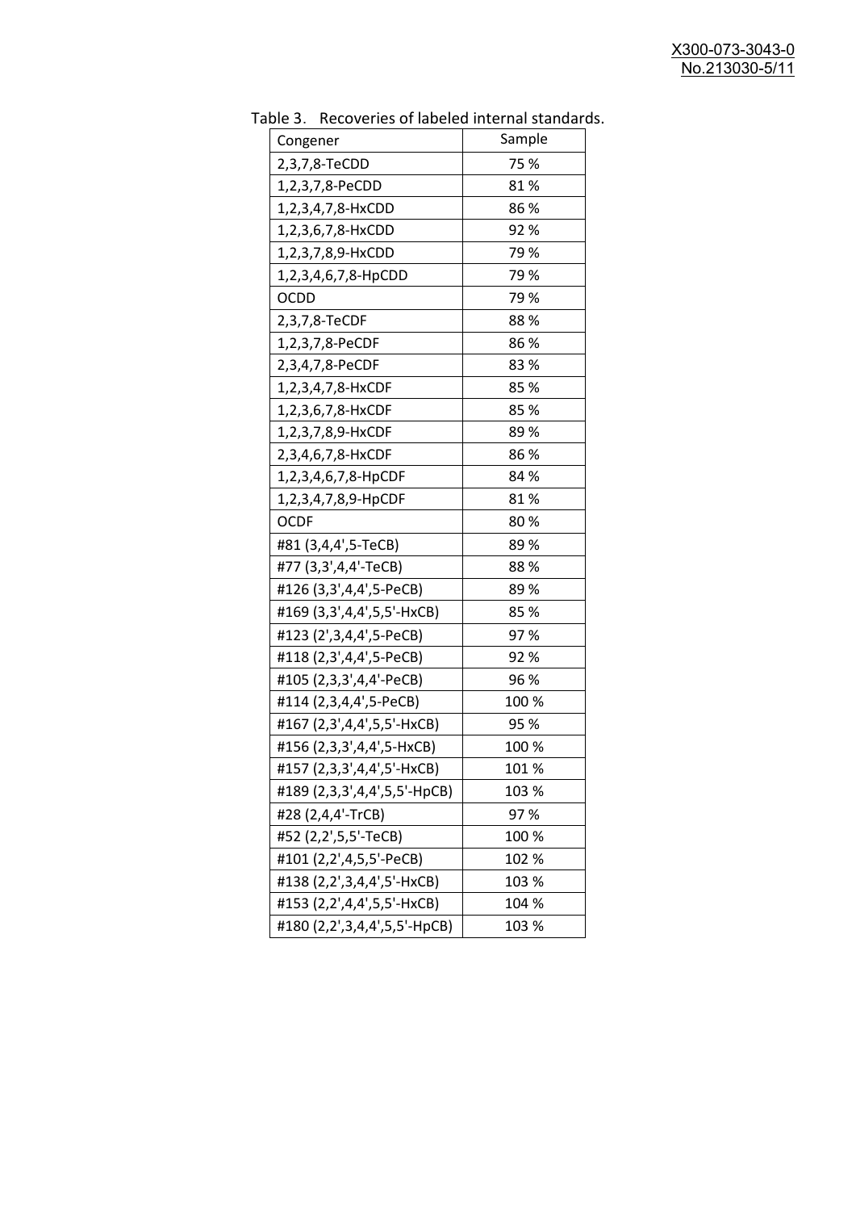Table 3.　Recoveries of labeled internal standards.

| Congener | Sample |
|---|---|
| 2,3,7,8-TeCDD | 75 % |
| 1,2,3,7,8-PeCDD | 81 % |
| 1,2,3,4,7,8-HxCDD | 86 % |
| 1,2,3,6,7,8-HxCDD | 92 % |
| 1,2,3,7,8,9-HxCDD | 79 % |
| 1,2,3,4,6,7,8-HpCDD | 79 % |
| OCDD | 79 % |
| 2,3,7,8-TeCDF | 88 % |
| 1,2,3,7,8-PeCDF | 86 % |
| 2,3,4,7,8-PeCDF | 83 % |
| 1,2,3,4,7,8-HxCDF | 85 % |
| 1,2,3,6,7,8-HxCDF | 85 % |
| 1,2,3,7,8,9-HxCDF | 89 % |
| 2,3,4,6,7,8-HxCDF | 86 % |
| 1,2,3,4,6,7,8-HpCDF | 84 % |
| 1,2,3,4,7,8,9-HpCDF | 81 % |
| OCDF | 80 % |
| #81 (3,4,4',5-TeCB) | 89 % |
| #77 (3,3',4,4'-TeCB) | 88 % |
| #126 (3,3',4,4',5-PeCB) | 89 % |
| #169 (3,3',4,4',5,5'-HxCB) | 85 % |
| #123 (2',3,4,4',5-PeCB) | 97 % |
| #118 (2,3',4,4',5-PeCB) | 92 % |
| #105 (2,3,3',4,4'-PeCB) | 96 % |
| #114 (2,3,4,4',5-PeCB) | 100 % |
| #167 (2,3',4,4',5,5'-HxCB) | 95 % |
| #156 (2,3,3',4,4',5-HxCB) | 100 % |
| #157 (2,3,3',4,4',5'-HxCB) | 101 % |
| #189 (2,3,3',4,4',5,5'-HpCB) | 103 % |
| #28 (2,4,4'-TrCB) | 97 % |
| #52 (2,2',5,5'-TeCB) | 100 % |
| #101 (2,2',4,5,5'-PeCB) | 102 % |
| #138 (2,2',3,4,4',5'-HxCB) | 103 % |
| #153 (2,2',4,4',5,5'-HxCB) | 104 % |
| #180 (2,2',3,4,4',5,5'-HpCB) | 103 % |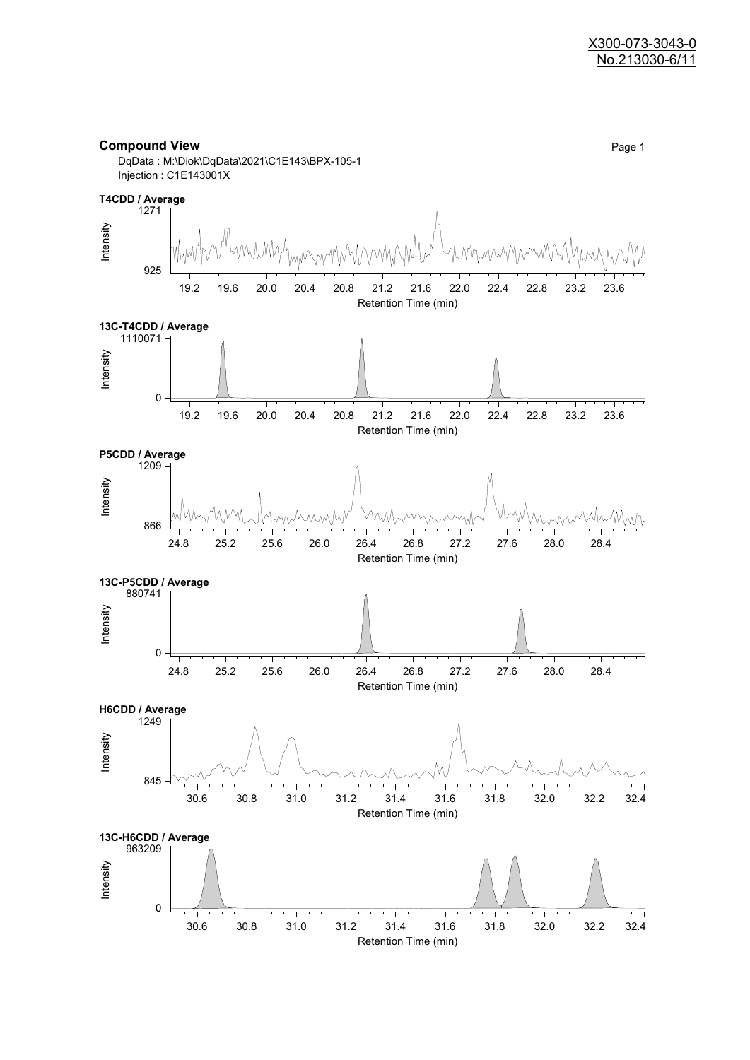X300-073-3043-0
No.213030-6/11

**Compound View**

DqData : M:\Diok\DqData\2021\C1E143\BPX-105-1
Injection : C1E143001X

**T4CDD / Average**

Intensity: 925 – 1271
Retention Time (min): 19.2, 19.6, 20.0, 20.4, 20.8, 21.2, 21.6, 22.0, 22.4, 22.8, 23.2, 23.6

**13C-T4CDD / Average**

Intensity: 0 – 1110071
Retention Time (min): 19.2, 19.6, 20.0, 20.4, 20.8, 21.2, 21.6, 22.0, 22.4, 22.8, 23.2, 23.6

**P5CDD / Average**

Intensity: 866 – 1209
Retention Time (min): 24.8, 25.2, 25.6, 26.0, 26.4, 26.8, 27.2, 27.6, 28.0, 28.4

**13C-P5CDD / Average**

Intensity: 0 – 880741
Retention Time (min): 24.8, 25.2, 25.6, 26.0, 26.4, 26.8, 27.2, 27.6, 28.0, 28.4

**H6CDD / Average**

Intensity: 845 – 1249
Retention Time (min): 30.6, 30.8, 31.0, 31.2, 31.4, 31.6, 31.8, 32.0, 32.2, 32.4

**13C-H6CDD / Average**

Intensity: 0 – 963209
Retention Time (min): 30.6, 30.8, 31.0, 31.2, 31.4, 31.6, 31.8, 32.0, 32.2, 32.4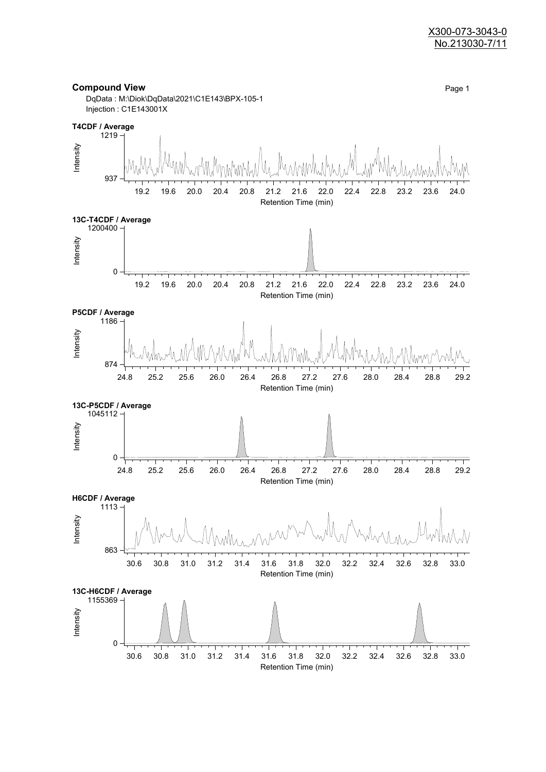X300-073-3043-0
No.213030-7/11

## Compound View

DqData : M:\Diok\DqData\2021\C1E143\BPX-105-1
Injection : C1E143001X

**T4CDF / Average**

Intensity: 937 – 1219
Retention Time (min): 19.2, 19.6, 20.0, 20.4, 20.8, 21.2, 21.6, 22.0, 22.4, 22.8, 23.2, 23.6, 24.0

**13C-T4CDF / Average**

Intensity: 0 – 1200400
Retention Time (min): 19.2, 19.6, 20.0, 20.4, 20.8, 21.2, 21.6, 22.0, 22.4, 22.8, 23.2, 23.6, 24.0

**P5CDF / Average**

Intensity: 874 – 1186
Retention Time (min): 24.8, 25.2, 25.6, 26.0, 26.4, 26.8, 27.2, 27.6, 28.0, 28.4, 28.8, 29.2

**13C-P5CDF / Average**

Intensity: 0 – 1045112
Retention Time (min): 24.8, 25.2, 25.6, 26.0, 26.4, 26.8, 27.2, 27.6, 28.0, 28.4, 28.8, 29.2

**H6CDF / Average**

Intensity: 863 – 1113
Retention Time (min): 30.6, 30.8, 31.0, 31.2, 31.4, 31.6, 31.8, 32.0, 32.2, 32.4, 32.6, 32.8, 33.0

**13C-H6CDF / Average**

Intensity: 0 – 1155369
Retention Time (min): 30.6, 30.8, 31.0, 31.2, 31.4, 31.6, 31.8, 32.0, 32.2, 32.4, 32.6, 32.8, 33.0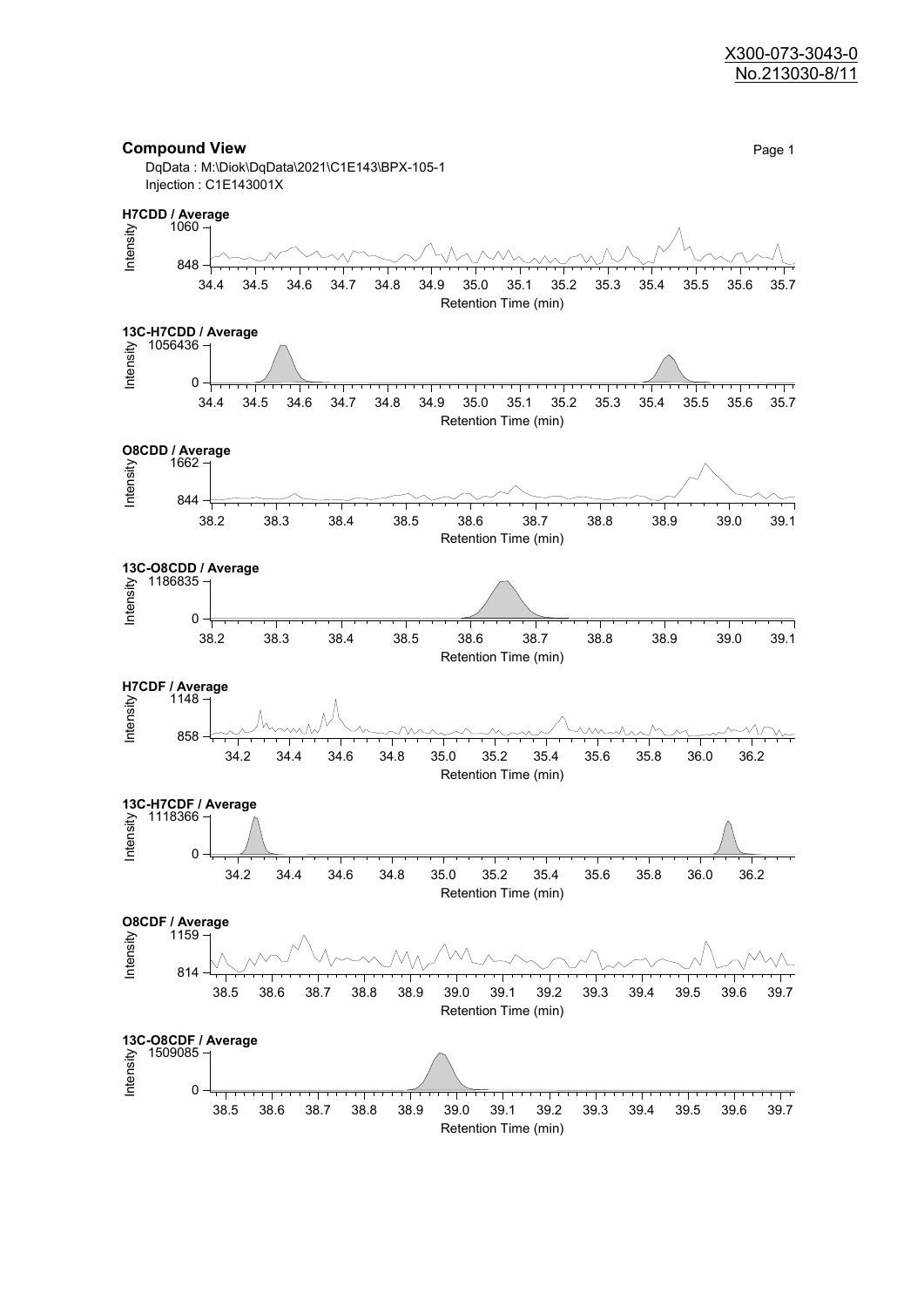X300-073-3043-0
No.213030-8/11

## Compound View

DqData : M:\Diok\DqData\2021\C1E143\BPX-105-1
Injection : C1E143001X

**H7CDD / Average**

Intensity: 848 – 1060
Retention Time (min): 34.4 – 35.7

**13C-H7CDD / Average**

Intensity: 0 – 1056436
Retention Time (min): 34.4 – 35.7

**O8CDD / Average**

Intensity: 844 – 1662
Retention Time (min): 38.2 – 39.1

**13C-O8CDD / Average**

Intensity: 0 – 1186835
Retention Time (min): 38.2 – 39.1

**H7CDF / Average**

Intensity: 858 – 1148
Retention Time (min): 34.2 – 36.2

**13C-H7CDF / Average**

Intensity: 0 – 1118366
Retention Time (min): 34.2 – 36.2

**O8CDF / Average**

Intensity: 814 – 1159
Retention Time (min): 38.5 – 39.7

**13C-O8CDF / Average**

Intensity: 0 – 1509085
Retention Time (min): 38.5 – 39.7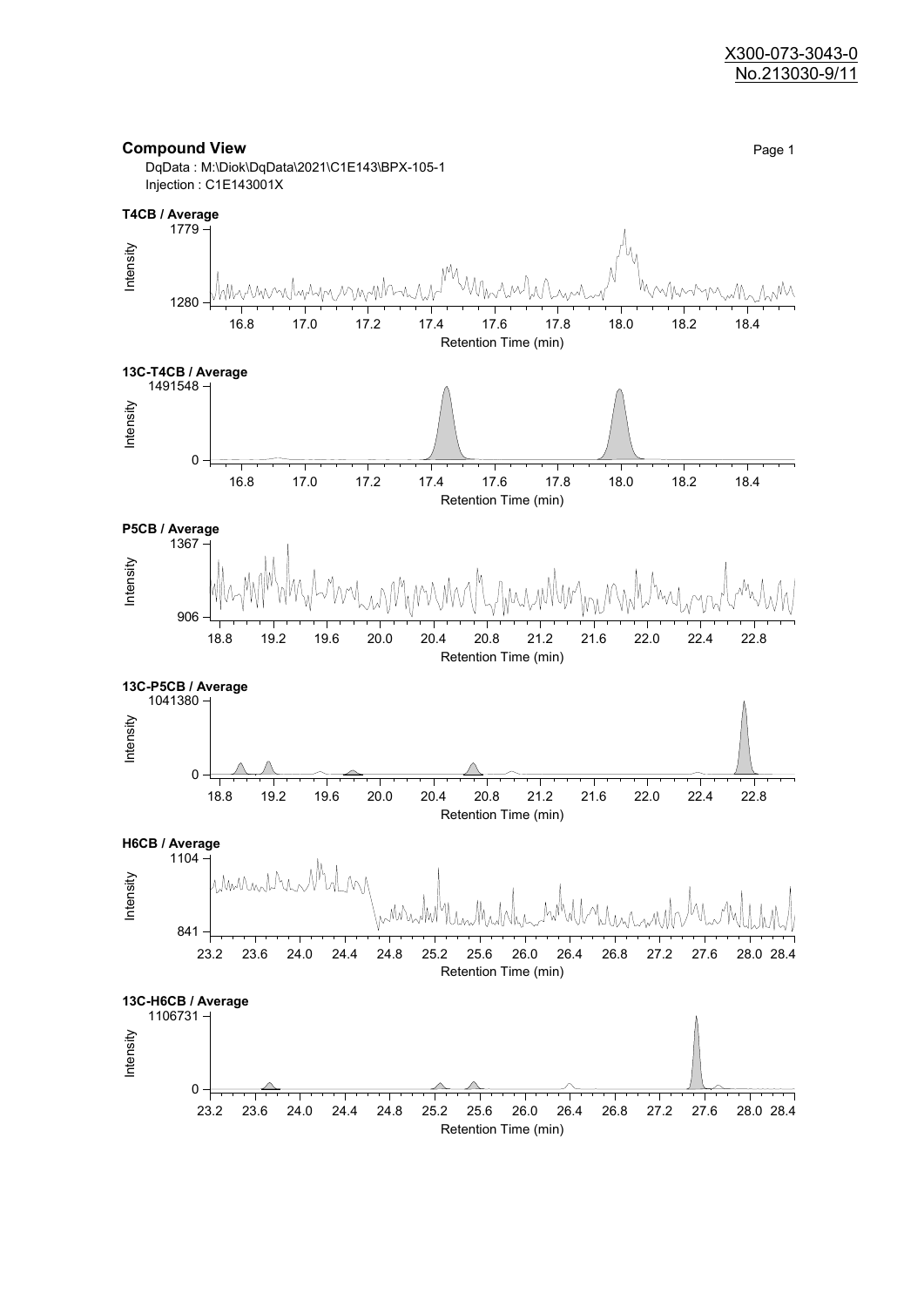X300-073-3043-0
No.213030-9/11

**Compound View**

DqData : M:\Diok\DqData\2021\C1E143\BPX-105-1
Injection : C1E143001X

**T4CB / Average**

Intensity: 1280 – 1779
Retention Time (min): 16.8, 17.0, 17.2, 17.4, 17.6, 17.8, 18.0, 18.2, 18.4

**13C-T4CB / Average**

Intensity: 0 – 1491548
Retention Time (min): 16.8, 17.0, 17.2, 17.4, 17.6, 17.8, 18.0, 18.2, 18.4

**P5CB / Average**

Intensity: 906 – 1367
Retention Time (min): 18.8, 19.2, 19.6, 20.0, 20.4, 20.8, 21.2, 21.6, 22.0, 22.4, 22.8

**13C-P5CB / Average**

Intensity: 0 – 1041380
Retention Time (min): 18.8, 19.2, 19.6, 20.0, 20.4, 20.8, 21.2, 21.6, 22.0, 22.4, 22.8

**H6CB / Average**

Intensity: 841 – 1104
Retention Time (min): 23.2, 23.6, 24.0, 24.4, 24.8, 25.2, 25.6, 26.0, 26.4, 26.8, 27.2, 27.6, 28.0, 28.4

**13C-H6CB / Average**

Intensity: 0 – 1106731
Retention Time (min): 23.2, 23.6, 24.0, 24.4, 24.8, 25.2, 25.6, 26.0, 26.4, 26.8, 27.2, 27.6, 28.0, 28.4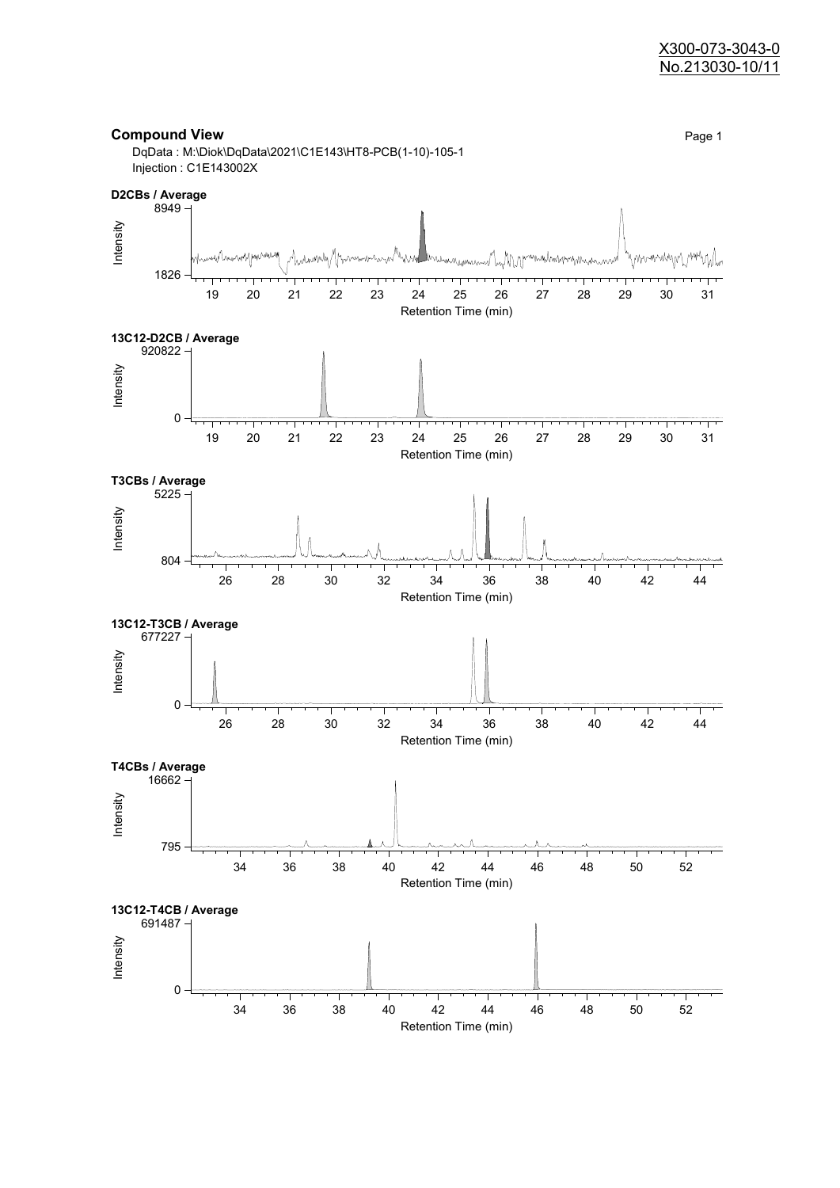X300-073-3043-0
No.213030-10/11

## Compound View

DqData : M:\Diok\DqData\2021\C1E143\HT8-PCB(1-10)-105-1
Injection : C1E143002X

**D2CBs / Average**

Intensity: 8949 – 1826
Retention Time (min): 19 20 21 22 23 24 25 26 27 28 29 30 31

**13C12-D2CB / Average**

Intensity: 920822 – 0
Retention Time (min): 19 20 21 22 23 24 25 26 27 28 29 30 31

**T3CBs / Average**

Intensity: 5225 – 804
Retention Time (min): 26 28 30 32 34 36 38 40 42 44

**13C12-T3CB / Average**

Intensity: 677227 – 0
Retention Time (min): 26 28 30 32 34 36 38 40 42 44

**T4CBs / Average**

Intensity: 16662 – 795
Retention Time (min): 34 36 38 40 42 44 46 48 50 52

**13C12-T4CB / Average**

Intensity: 691487 – 0
Retention Time (min): 34 36 38 40 42 44 46 48 50 52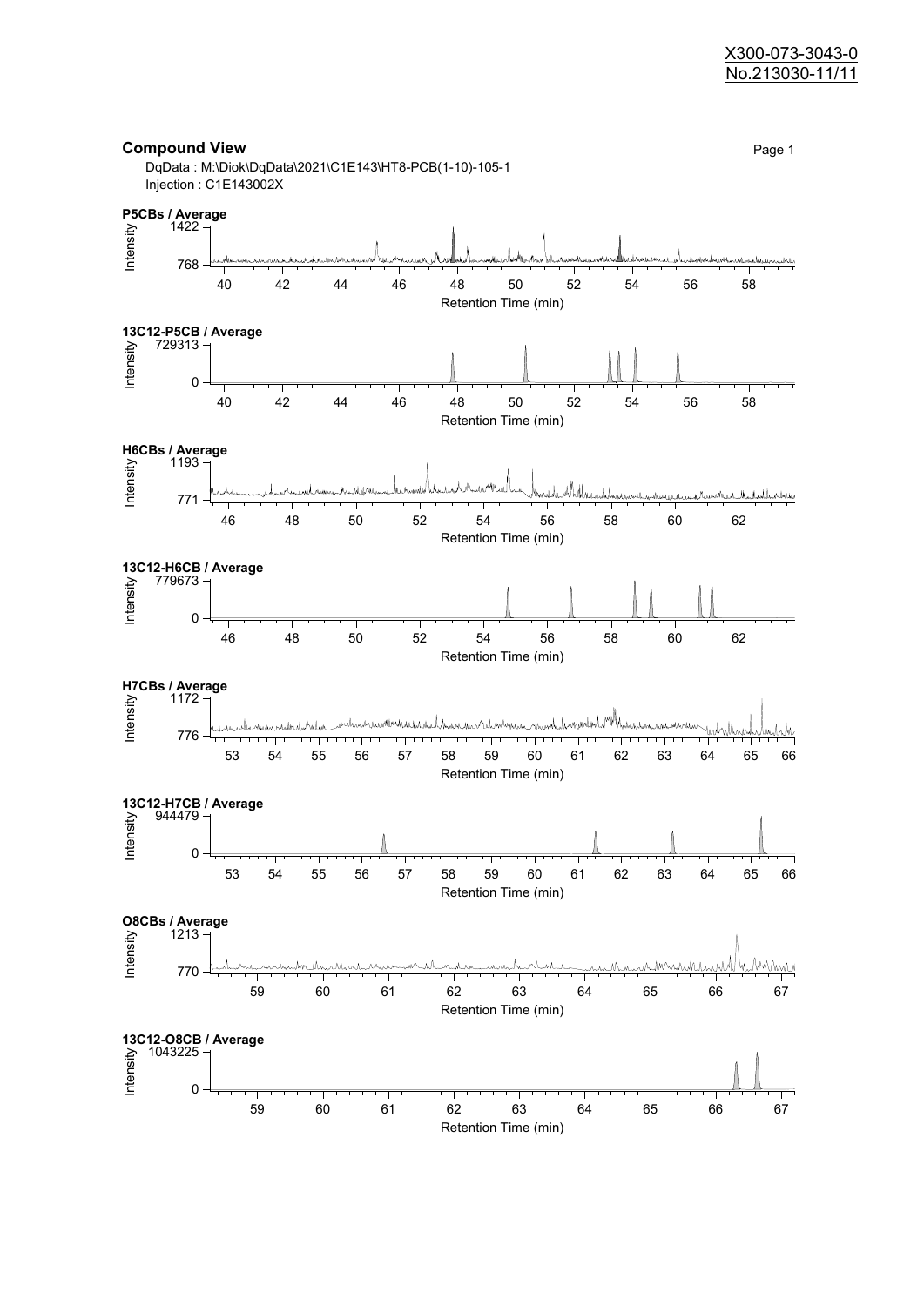X300-073-3043-0
No.213030-11/11

## Compound View

DqData : M:\Diok\DqData\2021\C1E143\HT8-PCB(1-10)-105-1
Injection : C1E143002X

**P5CBs / Average**

Intensity
1422
768
40 42 44 46 48 50 52 54 56 58
Retention Time (min)

**13C12-P5CB / Average**

Intensity
729313
0
40 42 44 46 48 50 52 54 56 58
Retention Time (min)

**H6CBs / Average**

Intensity
1193
771
46 48 50 52 54 56 58 60 62
Retention Time (min)

**13C12-H6CB / Average**

Intensity
779673
0
46 48 50 52 54 56 58 60 62
Retention Time (min)

**H7CBs / Average**

Intensity
1172
776
53 54 55 56 57 58 59 60 61 62 63 64 65 66
Retention Time (min)

**13C12-H7CB / Average**

Intensity
944479
0
53 54 55 56 57 58 59 60 61 62 63 64 65 66
Retention Time (min)

**O8CBs / Average**

Intensity
1213
770
59 60 61 62 63 64 65 66 67
Retention Time (min)

**13C12-O8CB / Average**

Intensity
1043225
0
59 60 61 62 63 64 65 66 67
Retention Time (min)